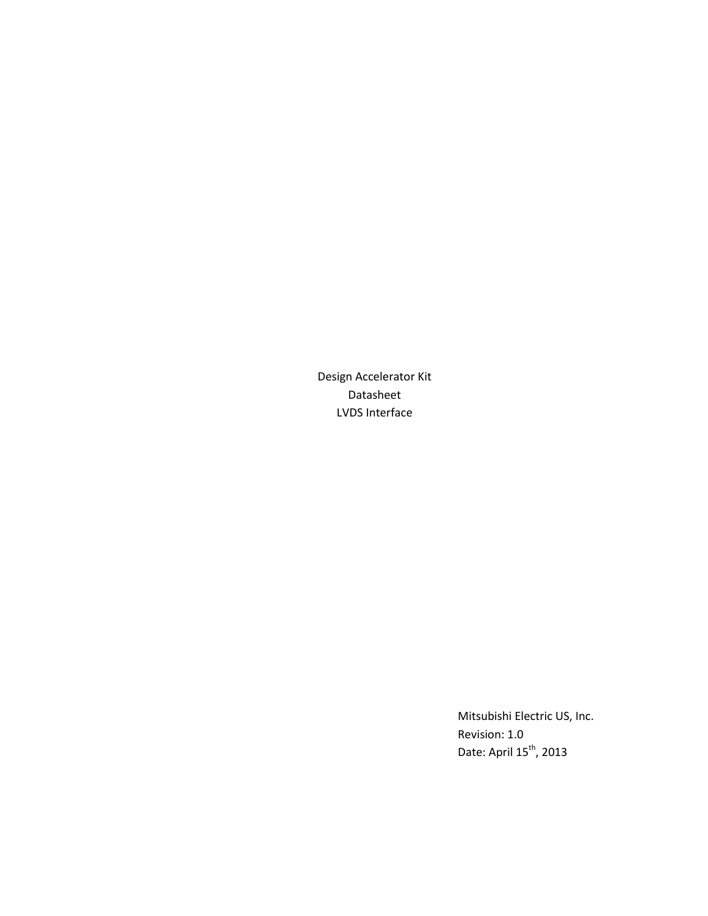Design Accelerator Kit

Datasheet

LVDS Interface

Mitsubishi Electric US, Inc.

Revision: 1.0

Date: April 15th, 2013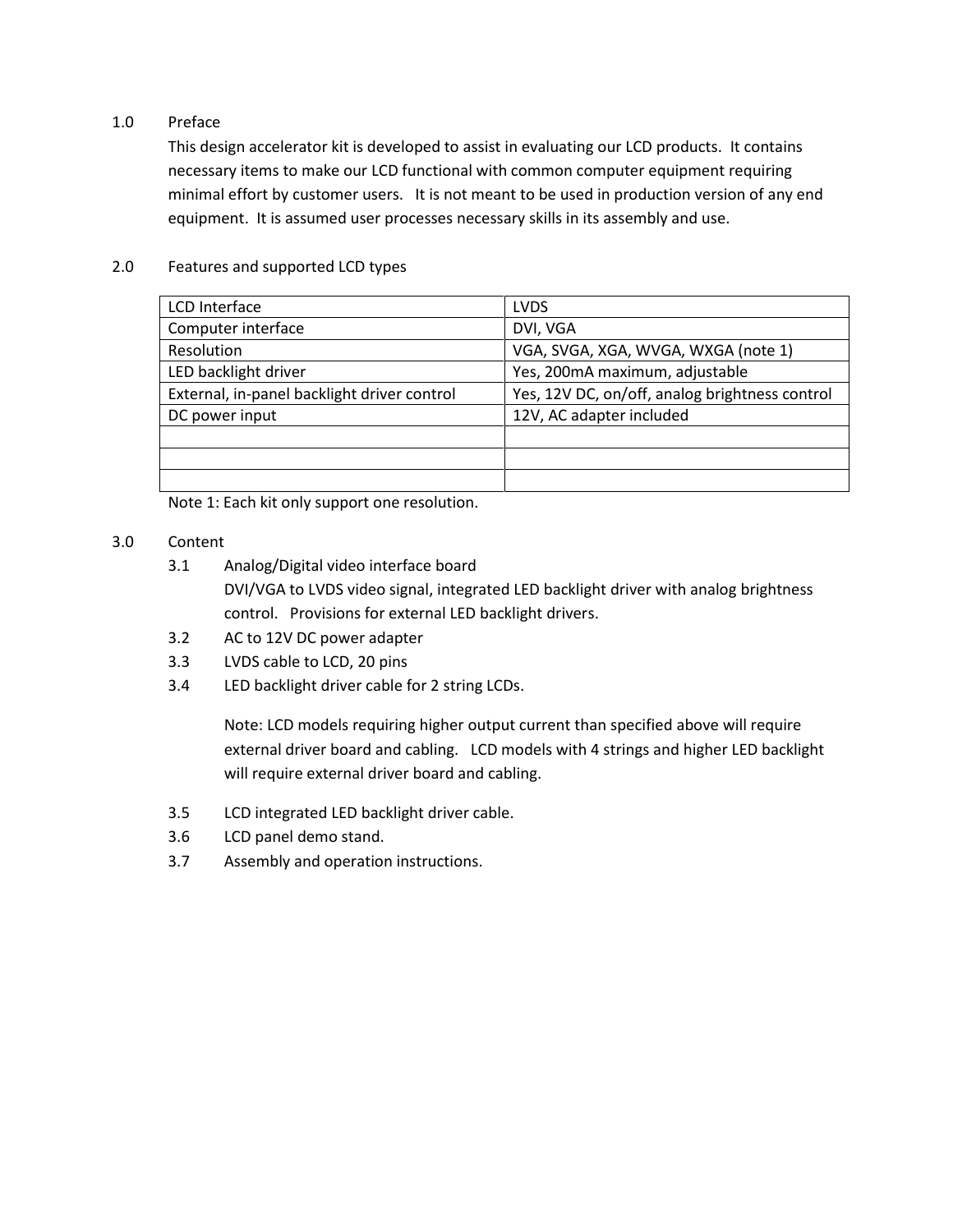## 1.0 Preface

This design accelerator kit is developed to assist in evaluating our LCD products. It contains necessary items to make our LCD functional with common computer equipment requiring minimal effort by customer users. It is not meant to be used in production version of any end equipment. It is assumed user processes necessary skills in its assembly and use.

## 2.0 Features and supported LCD types

| | |
|---|---|
| LCD Interface | LVDS |
| Computer interface | DVI, VGA |
| Resolution | VGA, SVGA, XGA, WVGA, WXGA (note 1) |
| LED backlight driver | Yes, 200mA maximum, adjustable |
| External, in-panel backlight driver control | Yes, 12V DC, on/off, analog brightness control |
| DC power input | 12V, AC adapter included |
| | |
| | |
| | |

Note 1: Each kit only support one resolution.

## 3.0 Content

3.1 Analog/Digital video interface board
DVI/VGA to LVDS video signal, integrated LED backlight driver with analog brightness control. Provisions for external LED backlight drivers.

3.2 AC to 12V DC power adapter

3.3 LVDS cable to LCD, 20 pins

3.4 LED backlight driver cable for 2 string LCDs.

Note: LCD models requiring higher output current than specified above will require external driver board and cabling. LCD models with 4 strings and higher LED backlight will require external driver board and cabling.

3.5 LCD integrated LED backlight driver cable.

3.6 LCD panel demo stand.

3.7 Assembly and operation instructions.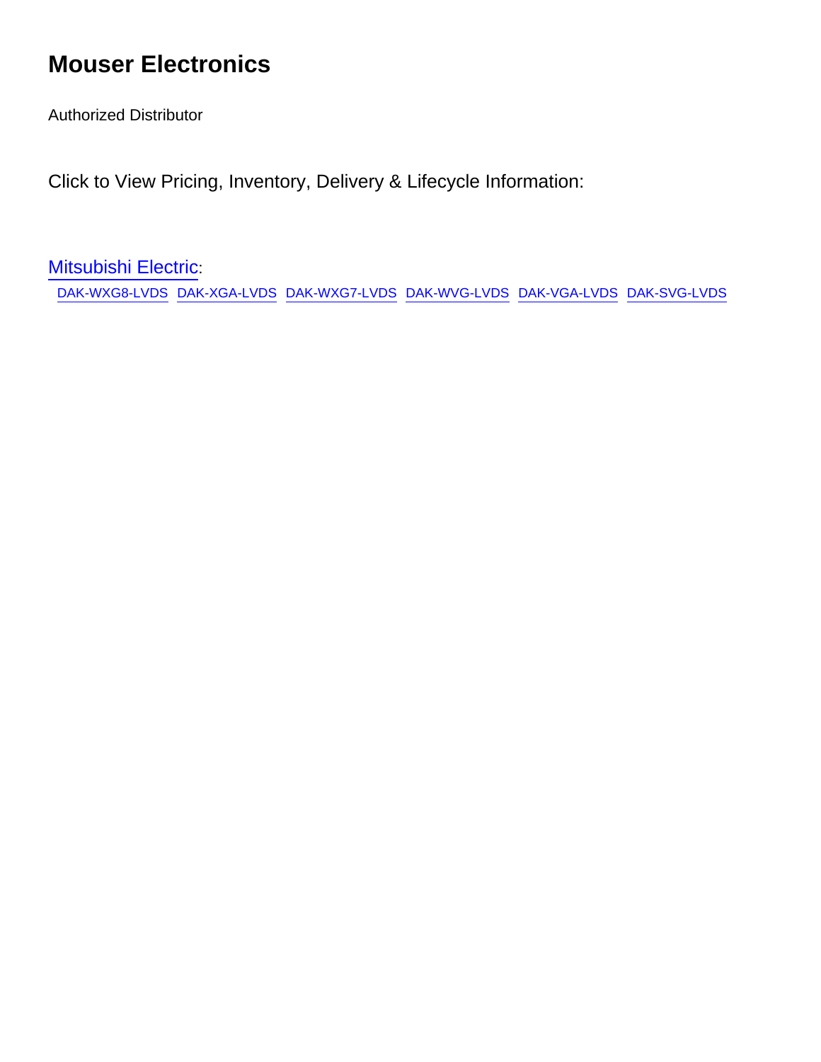# Mouser Electronics

Authorized Distributor

Click to View Pricing, Inventory, Delivery & Lifecycle Information:

Mitsubishi Electric:

DAK-WXG8-LVDS  DAK-XGA-LVDS  DAK-WXG7-LVDS  DAK-WVG-LVDS  DAK-VGA-LVDS  DAK-SVG-LVDS